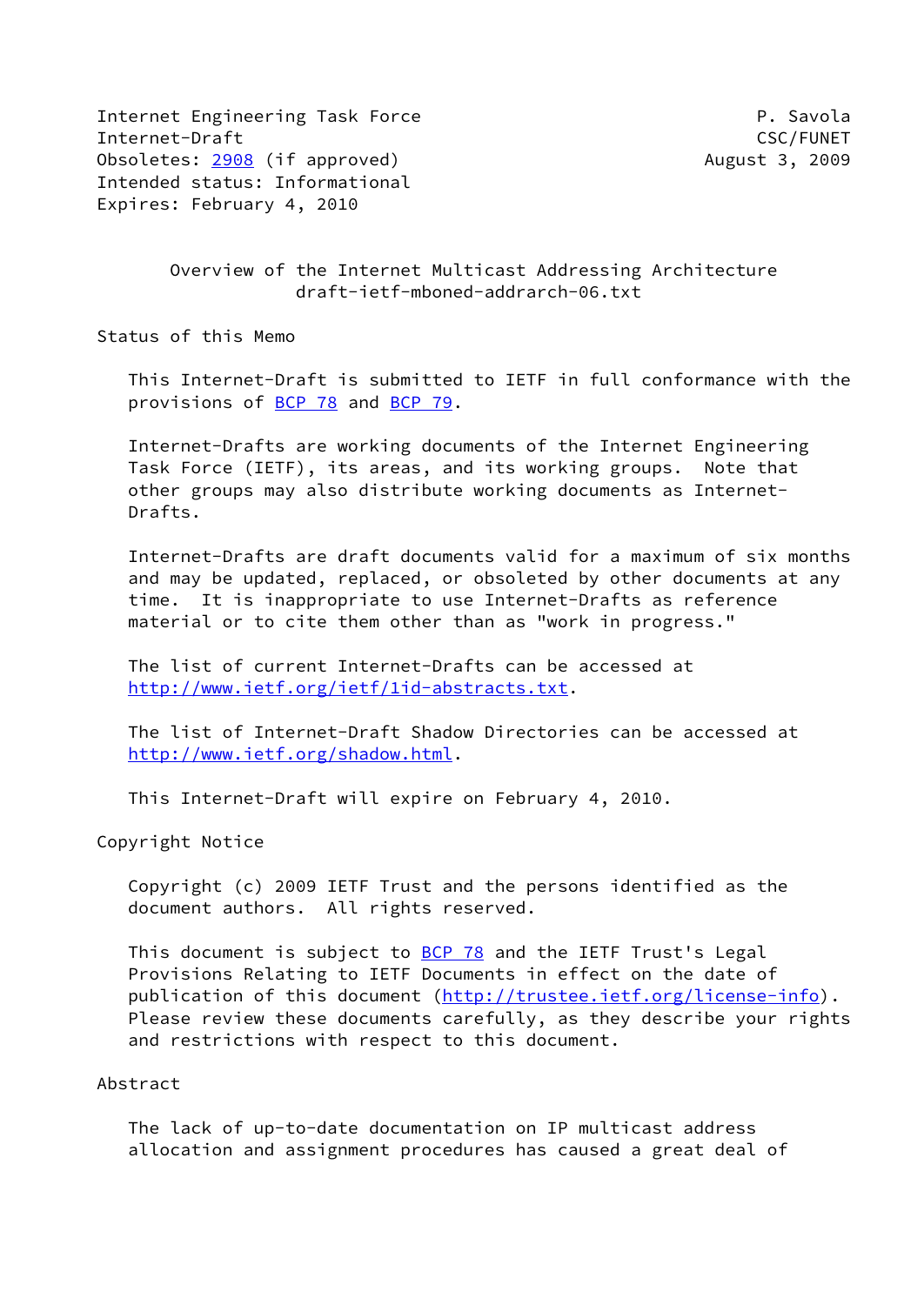Internet Engineering Task Force P. Savola
Internet-Draft CSC/FUNET
Obsoletes: 2908 (if approved) August 3, 2009
Intended status: Informational
Expires: February 4, 2010

# Overview of the Internet Multicast Addressing Architecture
draft-ietf-mboned-addrarch-06.txt

## Status of this Memo

This Internet-Draft is submitted to IETF in full conformance with the provisions of BCP 78 and BCP 79.

Internet-Drafts are working documents of the Internet Engineering Task Force (IETF), its areas, and its working groups. Note that other groups may also distribute working documents as Internet-Drafts.

Internet-Drafts are draft documents valid for a maximum of six months and may be updated, replaced, or obsoleted by other documents at any time. It is inappropriate to use Internet-Drafts as reference material or to cite them other than as "work in progress."

The list of current Internet-Drafts can be accessed at http://www.ietf.org/ietf/1id-abstracts.txt.

The list of Internet-Draft Shadow Directories can be accessed at http://www.ietf.org/shadow.html.

This Internet-Draft will expire on February 4, 2010.

## Copyright Notice

Copyright (c) 2009 IETF Trust and the persons identified as the document authors. All rights reserved.

This document is subject to BCP 78 and the IETF Trust's Legal Provisions Relating to IETF Documents in effect on the date of publication of this document (http://trustee.ietf.org/license-info). Please review these documents carefully, as they describe your rights and restrictions with respect to this document.

## Abstract

The lack of up-to-date documentation on IP multicast address allocation and assignment procedures has caused a great deal of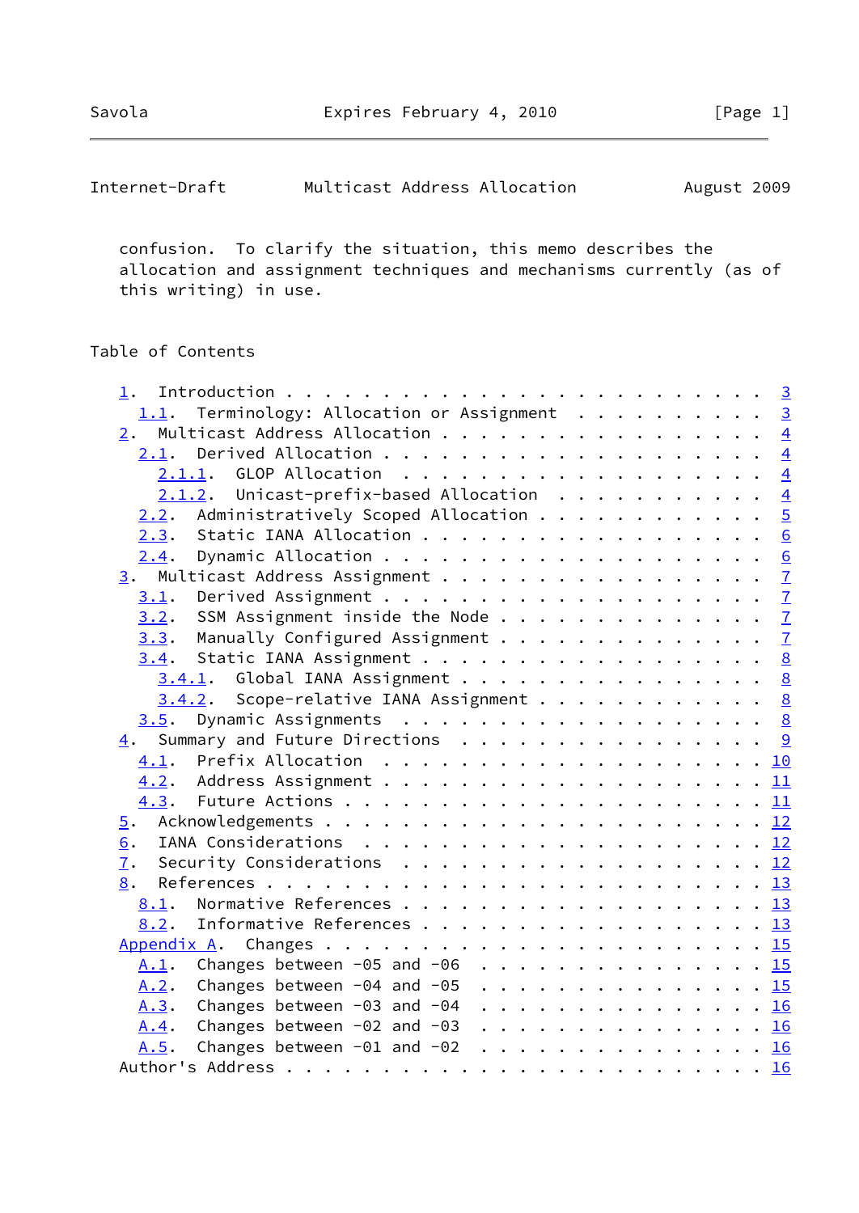confusion. To clarify the situation, this memo describes the allocation and assignment techniques and mechanisms currently (as of this writing) in use.

## Table of Contents

```
   1.  Introduction . . . . . . . . . . . . . . . . . . . . . . . .  3
     1.1.  Terminology: Allocation or Assignment  . . . . . . . . . .  3
   2.  Multicast Address Allocation . . . . . . . . . . . . . . . . .  4
     2.1.  Derived Allocation . . . . . . . . . . . . . . . . . . . .  4
       2.1.1.  GLOP Allocation  . . . . . . . . . . . . . . . . . . .  4
       2.1.2.  Unicast-prefix-based Allocation  . . . . . . . . . . .  4
     2.2.  Administratively Scoped Allocation . . . . . . . . . . . .  5
     2.3.  Static IANA Allocation . . . . . . . . . . . . . . . . . .  6
     2.4.  Dynamic Allocation . . . . . . . . . . . . . . . . . . . .  6
   3.  Multicast Address Assignment . . . . . . . . . . . . . . . . .  7
     3.1.  Derived Assignment . . . . . . . . . . . . . . . . . . . .  7
     3.2.  SSM Assignment inside the Node . . . . . . . . . . . . . .  7
     3.3.  Manually Configured Assignment . . . . . . . . . . . . . .  7
     3.4.  Static IANA Assignment . . . . . . . . . . . . . . . . . .  8
       3.4.1.  Global IANA Assignment . . . . . . . . . . . . . . . .  8
       3.4.2.  Scope-relative IANA Assignment . . . . . . . . . . . .  8
     3.5.  Dynamic Assignments  . . . . . . . . . . . . . . . . . . .  8
   4.  Summary and Future Directions  . . . . . . . . . . . . . . . .  9
     4.1.  Prefix Allocation  . . . . . . . . . . . . . . . . . . . . 10
     4.2.  Address Assignment . . . . . . . . . . . . . . . . . . . . 11
     4.3.  Future Actions . . . . . . . . . . . . . . . . . . . . . . 11
   5.  Acknowledgements . . . . . . . . . . . . . . . . . . . . . . . 12
   6.  IANA Considerations  . . . . . . . . . . . . . . . . . . . . . 12
   7.  Security Considerations  . . . . . . . . . . . . . . . . . . . 12
   8.  References . . . . . . . . . . . . . . . . . . . . . . . . . . 13
     8.1.  Normative References . . . . . . . . . . . . . . . . . . . 13
     8.2.  Informative References . . . . . . . . . . . . . . . . . . 13
   Appendix A.  Changes . . . . . . . . . . . . . . . . . . . . . . . 15
     A.1.  Changes between -05 and -06  . . . . . . . . . . . . . . . 15
     A.2.  Changes between -04 and -05  . . . . . . . . . . . . . . . 15
     A.3.  Changes between -03 and -04  . . . . . . . . . . . . . . . 16
     A.4.  Changes between -02 and -03  . . . . . . . . . . . . . . . 16
     A.5.  Changes between -01 and -02  . . . . . . . . . . . . . . . 16
   Author's Address . . . . . . . . . . . . . . . . . . . . . . . . . 16
```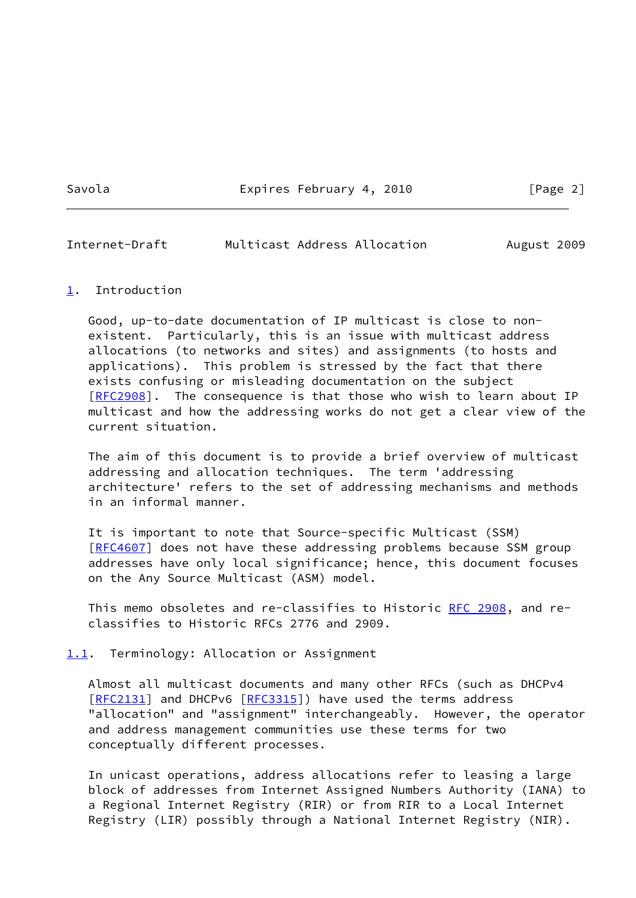## 1. Introduction

Good, up-to-date documentation of IP multicast is close to non-existent. Particularly, this is an issue with multicast address allocations (to networks and sites) and assignments (to hosts and applications). This problem is stressed by the fact that there exists confusing or misleading documentation on the subject [RFC2908]. The consequence is that those who wish to learn about IP multicast and how the addressing works do not get a clear view of the current situation.

The aim of this document is to provide a brief overview of multicast addressing and allocation techniques. The term 'addressing architecture' refers to the set of addressing mechanisms and methods in an informal manner.

It is important to note that Source-specific Multicast (SSM) [RFC4607] does not have these addressing problems because SSM group addresses have only local significance; hence, this document focuses on the Any Source Multicast (ASM) model.

This memo obsoletes and re-classifies to Historic RFC 2908, and re-classifies to Historic RFCs 2776 and 2909.

### 1.1. Terminology: Allocation or Assignment

Almost all multicast documents and many other RFCs (such as DHCPv4 [RFC2131] and DHCPv6 [RFC3315]) have used the terms address "allocation" and "assignment" interchangeably. However, the operator and address management communities use these terms for two conceptually different processes.

In unicast operations, address allocations refer to leasing a large block of addresses from Internet Assigned Numbers Authority (IANA) to a Regional Internet Registry (RIR) or from RIR to a Local Internet Registry (LIR) possibly through a National Internet Registry (NIR).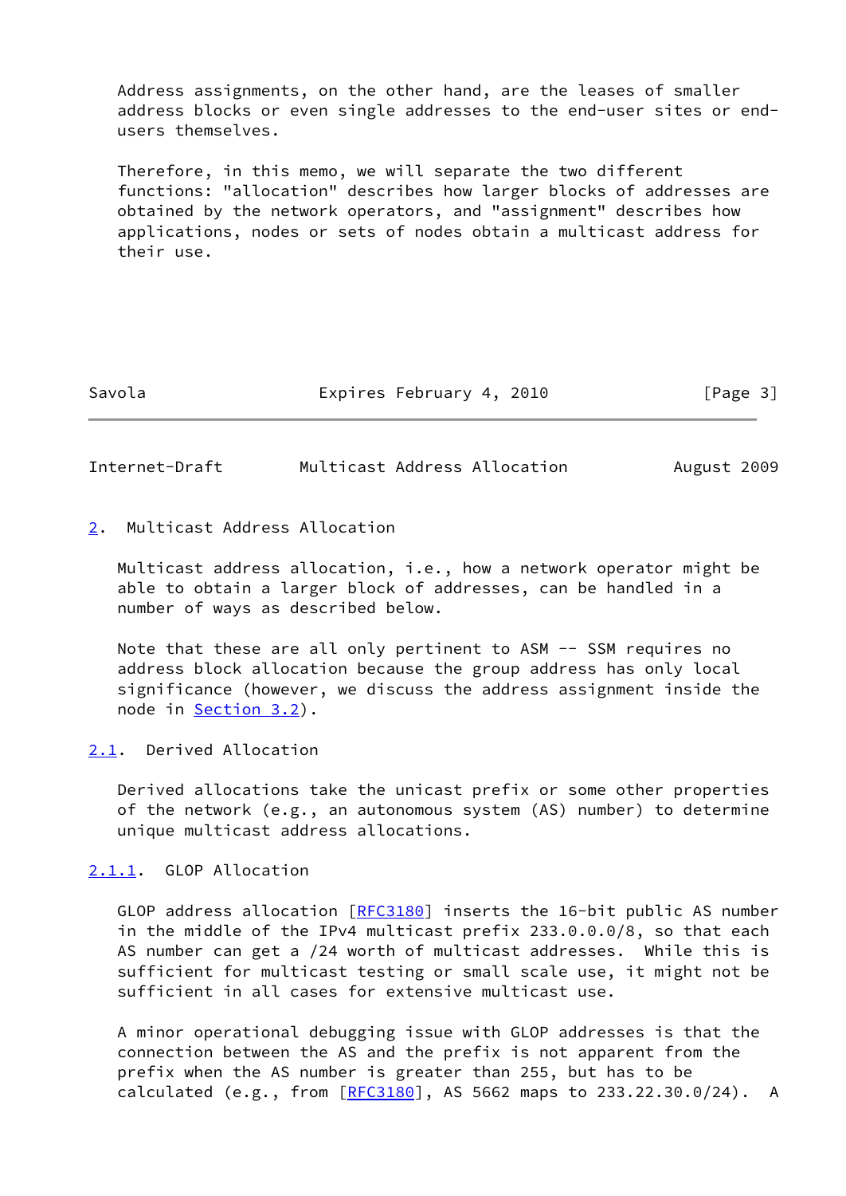Address assignments, on the other hand, are the leases of smaller address blocks or even single addresses to the end-user sites or end-users themselves.

Therefore, in this memo, we will separate the two different functions: "allocation" describes how larger blocks of addresses are obtained by the network operators, and "assignment" describes how applications, nodes or sets of nodes obtain a multicast address for their use.

## 2. Multicast Address Allocation

Multicast address allocation, i.e., how a network operator might be able to obtain a larger block of addresses, can be handled in a number of ways as described below.

Note that these are all only pertinent to ASM -- SSM requires no address block allocation because the group address has only local significance (however, we discuss the address assignment inside the node in Section 3.2).

### 2.1. Derived Allocation

Derived allocations take the unicast prefix or some other properties of the network (e.g., an autonomous system (AS) number) to determine unique multicast address allocations.

#### 2.1.1. GLOP Allocation

GLOP address allocation [RFC3180] inserts the 16-bit public AS number in the middle of the IPv4 multicast prefix 233.0.0.0/8, so that each AS number can get a /24 worth of multicast addresses. While this is sufficient for multicast testing or small scale use, it might not be sufficient in all cases for extensive multicast use.

A minor operational debugging issue with GLOP addresses is that the connection between the AS and the prefix is not apparent from the prefix when the AS number is greater than 255, but has to be calculated (e.g., from [RFC3180], AS 5662 maps to 233.22.30.0/24). A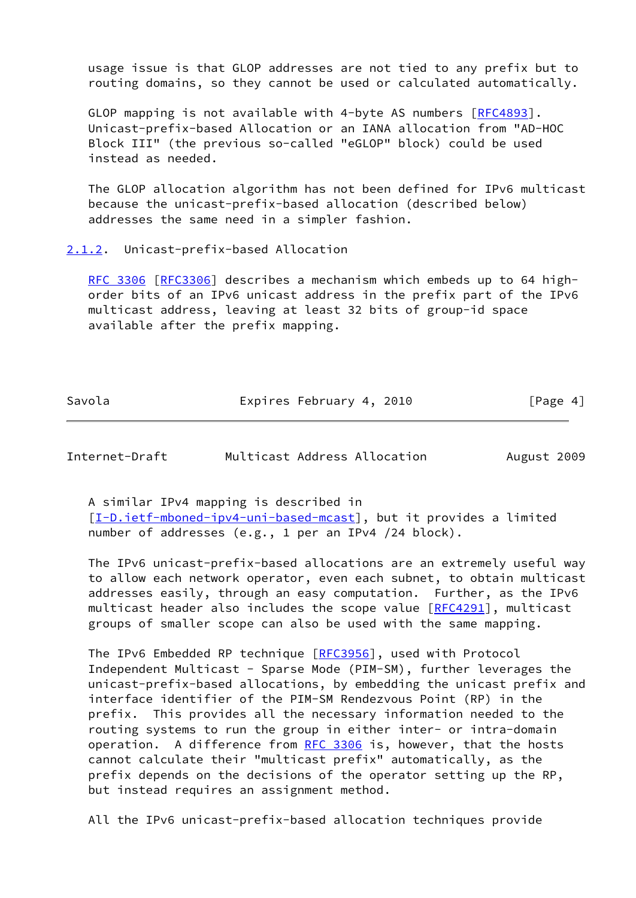usage issue is that GLOP addresses are not tied to any prefix but to routing domains, so they cannot be used or calculated automatically.

GLOP mapping is not available with 4-byte AS numbers [RFC4893]. Unicast-prefix-based Allocation or an IANA allocation from "AD-HOC Block III" (the previous so-called "eGLOP" block) could be used instead as needed.

The GLOP allocation algorithm has not been defined for IPv6 multicast because the unicast-prefix-based allocation (described below) addresses the same need in a simpler fashion.

### 2.1.2. Unicast-prefix-based Allocation

RFC 3306 [RFC3306] describes a mechanism which embeds up to 64 high-order bits of an IPv6 unicast address in the prefix part of the IPv6 multicast address, leaving at least 32 bits of group-id space available after the prefix mapping.

A similar IPv4 mapping is described in [I-D.ietf-mboned-ipv4-uni-based-mcast], but it provides a limited number of addresses (e.g., 1 per an IPv4 /24 block).

The IPv6 unicast-prefix-based allocations are an extremely useful way to allow each network operator, even each subnet, to obtain multicast addresses easily, through an easy computation. Further, as the IPv6 multicast header also includes the scope value [RFC4291], multicast groups of smaller scope can also be used with the same mapping.

The IPv6 Embedded RP technique [RFC3956], used with Protocol Independent Multicast - Sparse Mode (PIM-SM), further leverages the unicast-prefix-based allocations, by embedding the unicast prefix and interface identifier of the PIM-SM Rendezvous Point (RP) in the prefix. This provides all the necessary information needed to the routing systems to run the group in either inter- or intra-domain operation. A difference from RFC 3306 is, however, that the hosts cannot calculate their "multicast prefix" automatically, as the prefix depends on the decisions of the operator setting up the RP, but instead requires an assignment method.

All the IPv6 unicast-prefix-based allocation techniques provide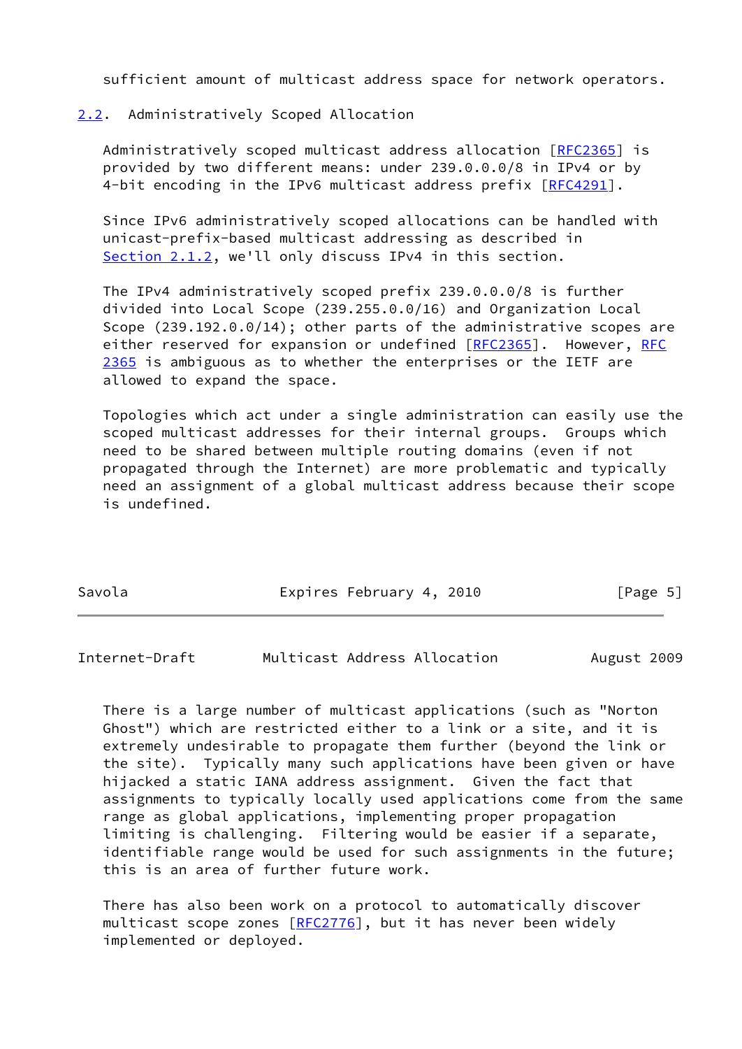sufficient amount of multicast address space for network operators.

## 2.2. Administratively Scoped Allocation

Administratively scoped multicast address allocation [RFC2365] is provided by two different means: under 239.0.0.0/8 in IPv4 or by 4-bit encoding in the IPv6 multicast address prefix [RFC4291].

Since IPv6 administratively scoped allocations can be handled with unicast-prefix-based multicast addressing as described in Section 2.1.2, we'll only discuss IPv4 in this section.

The IPv4 administratively scoped prefix 239.0.0.0/8 is further divided into Local Scope (239.255.0.0/16) and Organization Local Scope (239.192.0.0/14); other parts of the administrative scopes are either reserved for expansion or undefined [RFC2365]. However, RFC 2365 is ambiguous as to whether the enterprises or the IETF are allowed to expand the space.

Topologies which act under a single administration can easily use the scoped multicast addresses for their internal groups. Groups which need to be shared between multiple routing domains (even if not propagated through the Internet) are more problematic and typically need an assignment of a global multicast address because their scope is undefined.

There is a large number of multicast applications (such as "Norton Ghost") which are restricted either to a link or a site, and it is extremely undesirable to propagate them further (beyond the link or the site). Typically many such applications have been given or have hijacked a static IANA address assignment. Given the fact that assignments to typically locally used applications come from the same range as global applications, implementing proper propagation limiting is challenging. Filtering would be easier if a separate, identifiable range would be used for such assignments in the future; this is an area of further future work.

There has also been work on a protocol to automatically discover multicast scope zones [RFC2776], but it has never been widely implemented or deployed.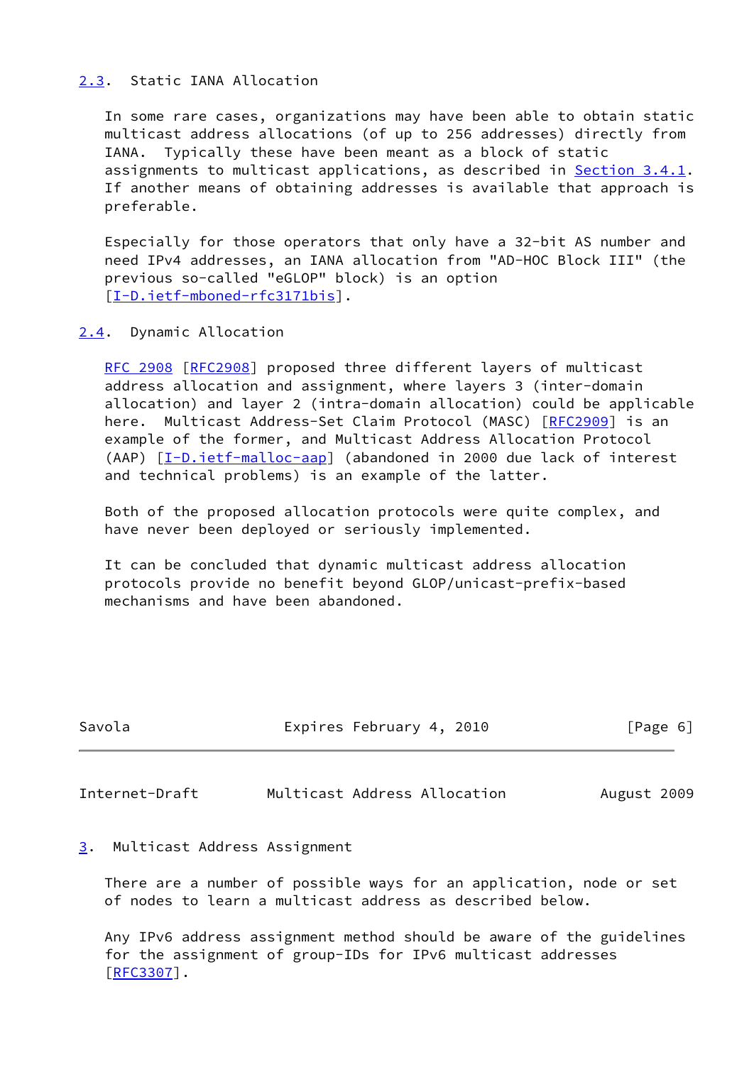## 2.3. Static IANA Allocation

In some rare cases, organizations may have been able to obtain static multicast address allocations (of up to 256 addresses) directly from IANA. Typically these have been meant as a block of static assignments to multicast applications, as described in Section 3.4.1. If another means of obtaining addresses is available that approach is preferable.

Especially for those operators that only have a 32-bit AS number and need IPv4 addresses, an IANA allocation from "AD-HOC Block III" (the previous so-called "eGLOP" block) is an option [I-D.ietf-mboned-rfc3171bis].

## 2.4. Dynamic Allocation

RFC 2908 [RFC2908] proposed three different layers of multicast address allocation and assignment, where layers 3 (inter-domain allocation) and layer 2 (intra-domain allocation) could be applicable here. Multicast Address-Set Claim Protocol (MASC) [RFC2909] is an example of the former, and Multicast Address Allocation Protocol (AAP) [I-D.ietf-malloc-aap] (abandoned in 2000 due lack of interest and technical problems) is an example of the latter.

Both of the proposed allocation protocols were quite complex, and have never been deployed or seriously implemented.

It can be concluded that dynamic multicast address allocation protocols provide no benefit beyond GLOP/unicast-prefix-based mechanisms and have been abandoned.

# 3. Multicast Address Assignment

There are a number of possible ways for an application, node or set of nodes to learn a multicast address as described below.

Any IPv6 address assignment method should be aware of the guidelines for the assignment of group-IDs for IPv6 multicast addresses [RFC3307].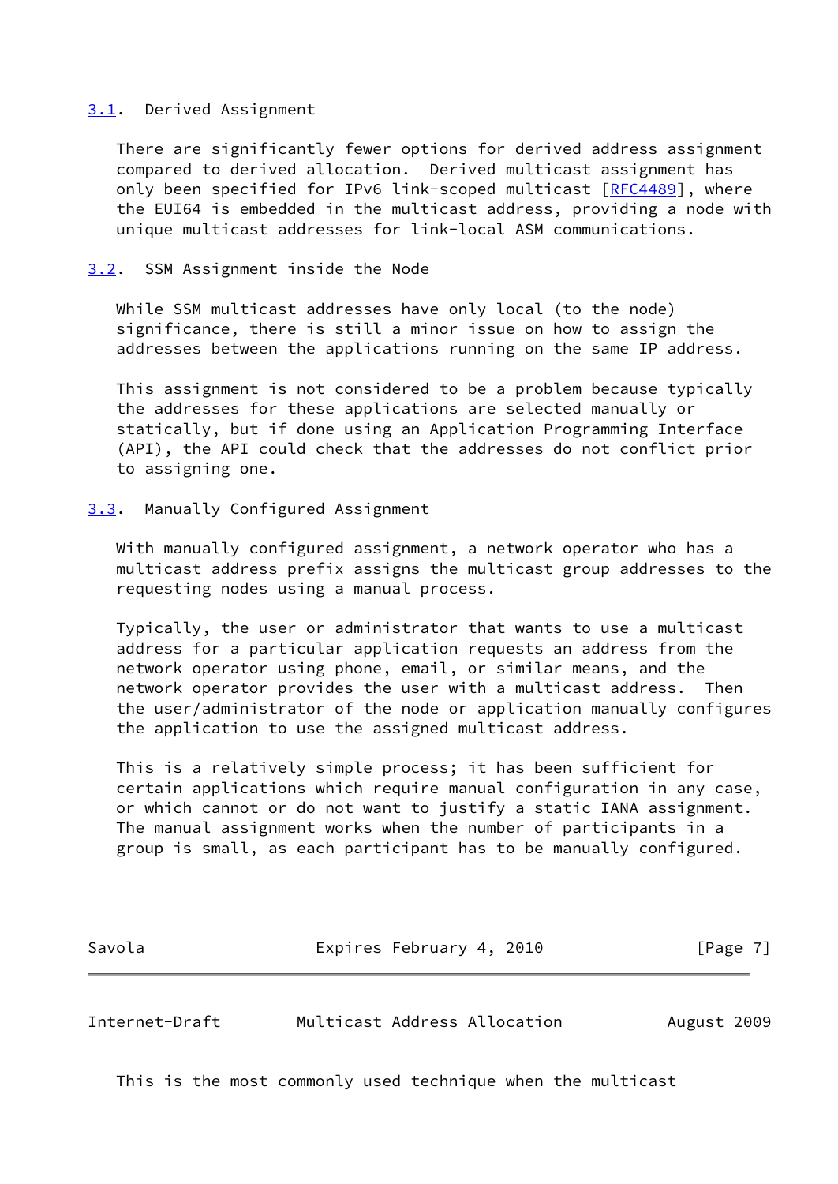### 3.1. Derived Assignment

There are significantly fewer options for derived address assignment compared to derived allocation. Derived multicast assignment has only been specified for IPv6 link-scoped multicast [RFC4489], where the EUI64 is embedded in the multicast address, providing a node with unique multicast addresses for link-local ASM communications.

### 3.2. SSM Assignment inside the Node

While SSM multicast addresses have only local (to the node) significance, there is still a minor issue on how to assign the addresses between the applications running on the same IP address.

This assignment is not considered to be a problem because typically the addresses for these applications are selected manually or statically, but if done using an Application Programming Interface (API), the API could check that the addresses do not conflict prior to assigning one.

### 3.3. Manually Configured Assignment

With manually configured assignment, a network operator who has a multicast address prefix assigns the multicast group addresses to the requesting nodes using a manual process.

Typically, the user or administrator that wants to use a multicast address for a particular application requests an address from the network operator using phone, email, or similar means, and the network operator provides the user with a multicast address. Then the user/administrator of the node or application manually configures the application to use the assigned multicast address.

This is a relatively simple process; it has been sufficient for certain applications which require manual configuration in any case, or which cannot or do not want to justify a static IANA assignment. The manual assignment works when the number of participants in a group is small, as each participant has to be manually configured.

This is the most commonly used technique when the multicast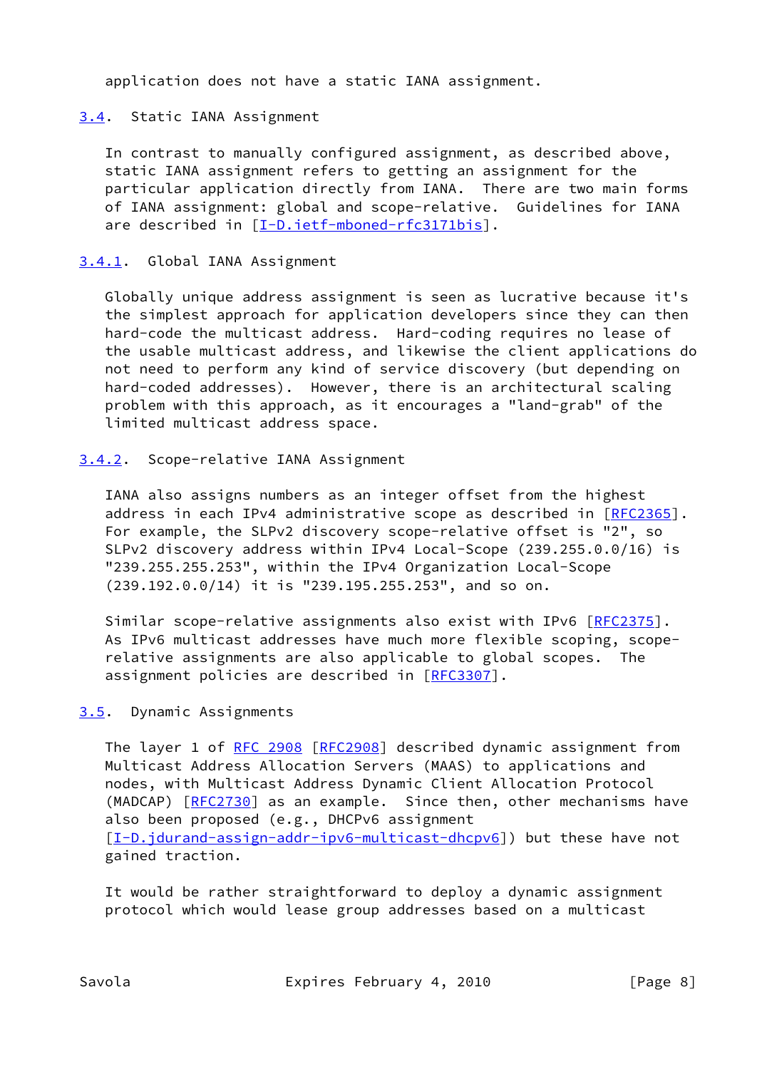application does not have a static IANA assignment.

### 3.4. Static IANA Assignment

In contrast to manually configured assignment, as described above, static IANA assignment refers to getting an assignment for the particular application directly from IANA. There are two main forms of IANA assignment: global and scope-relative. Guidelines for IANA are described in [I-D.ietf-mboned-rfc3171bis].

#### 3.4.1. Global IANA Assignment

Globally unique address assignment is seen as lucrative because it's the simplest approach for application developers since they can then hard-code the multicast address. Hard-coding requires no lease of the usable multicast address, and likewise the client applications do not need to perform any kind of service discovery (but depending on hard-coded addresses). However, there is an architectural scaling problem with this approach, as it encourages a "land-grab" of the limited multicast address space.

#### 3.4.2. Scope-relative IANA Assignment

IANA also assigns numbers as an integer offset from the highest address in each IPv4 administrative scope as described in [RFC2365]. For example, the SLPv2 discovery scope-relative offset is "2", so SLPv2 discovery address within IPv4 Local-Scope (239.255.0.0/16) is "239.255.255.253", within the IPv4 Organization Local-Scope (239.192.0.0/14) it is "239.195.255.253", and so on.

Similar scope-relative assignments also exist with IPv6 [RFC2375]. As IPv6 multicast addresses have much more flexible scoping, scope-relative assignments are also applicable to global scopes. The assignment policies are described in [RFC3307].

### 3.5. Dynamic Assignments

The layer 1 of RFC 2908 [RFC2908] described dynamic assignment from Multicast Address Allocation Servers (MAAS) to applications and nodes, with Multicast Address Dynamic Client Allocation Protocol (MADCAP) [RFC2730] as an example. Since then, other mechanisms have also been proposed (e.g., DHCPv6 assignment [I-D.jdurand-assign-addr-ipv6-multicast-dhcpv6]) but these have not gained traction.

It would be rather straightforward to deploy a dynamic assignment protocol which would lease group addresses based on a multicast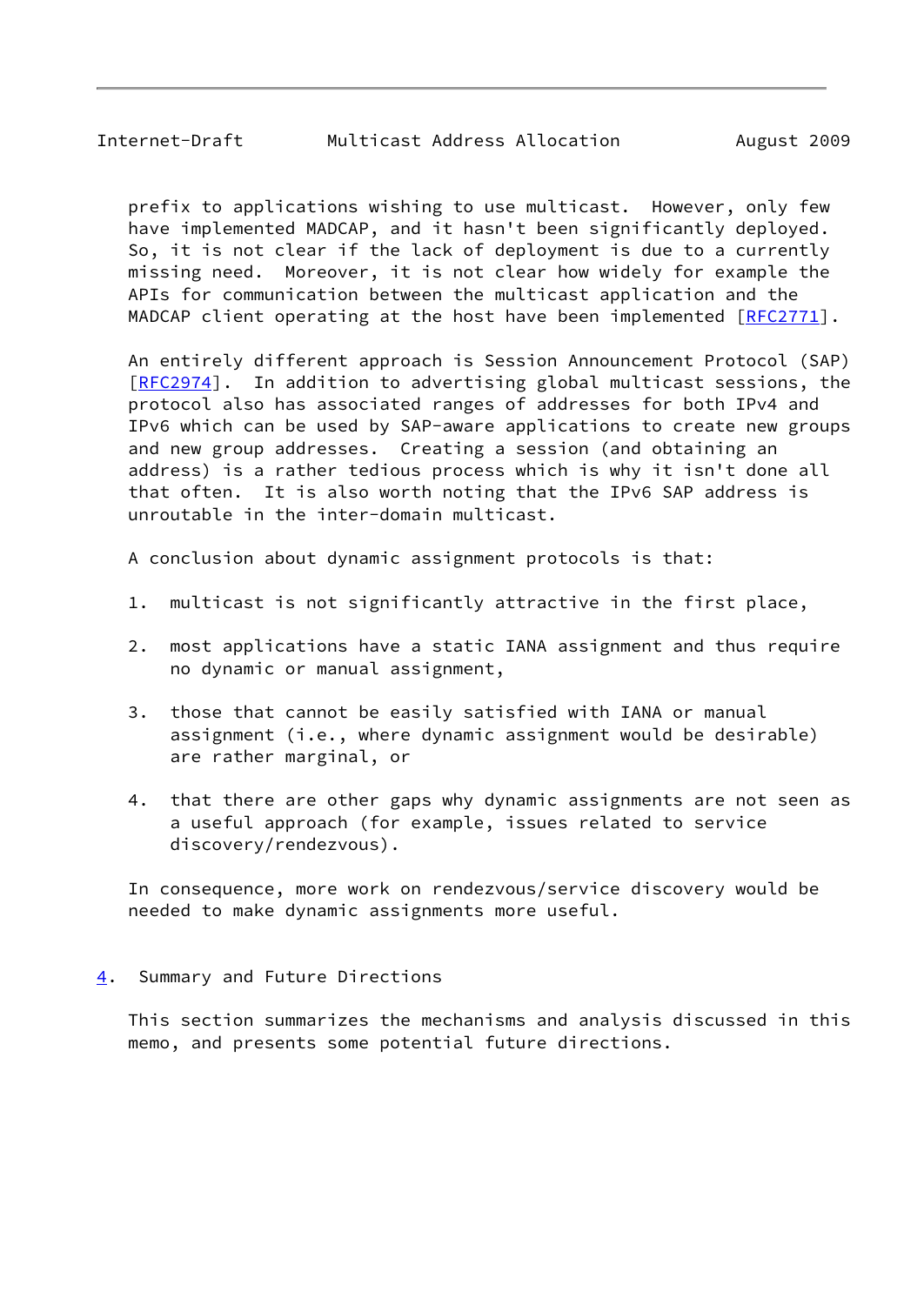prefix to applications wishing to use multicast. However, only few have implemented MADCAP, and it hasn't been significantly deployed. So, it is not clear if the lack of deployment is due to a currently missing need. Moreover, it is not clear how widely for example the APIs for communication between the multicast application and the MADCAP client operating at the host have been implemented [RFC2771].

An entirely different approach is Session Announcement Protocol (SAP) [RFC2974]. In addition to advertising global multicast sessions, the protocol also has associated ranges of addresses for both IPv4 and IPv6 which can be used by SAP-aware applications to create new groups and new group addresses. Creating a session (and obtaining an address) is a rather tedious process which is why it isn't done all that often. It is also worth noting that the IPv6 SAP address is unroutable in the inter-domain multicast.

A conclusion about dynamic assignment protocols is that:

1. multicast is not significantly attractive in the first place,

2. most applications have a static IANA assignment and thus require no dynamic or manual assignment,

3. those that cannot be easily satisfied with IANA or manual assignment (i.e., where dynamic assignment would be desirable) are rather marginal, or

4. that there are other gaps why dynamic assignments are not seen as a useful approach (for example, issues related to service discovery/rendezvous).

In consequence, more work on rendezvous/service discovery would be needed to make dynamic assignments more useful.

## 4. Summary and Future Directions

This section summarizes the mechanisms and analysis discussed in this memo, and presents some potential future directions.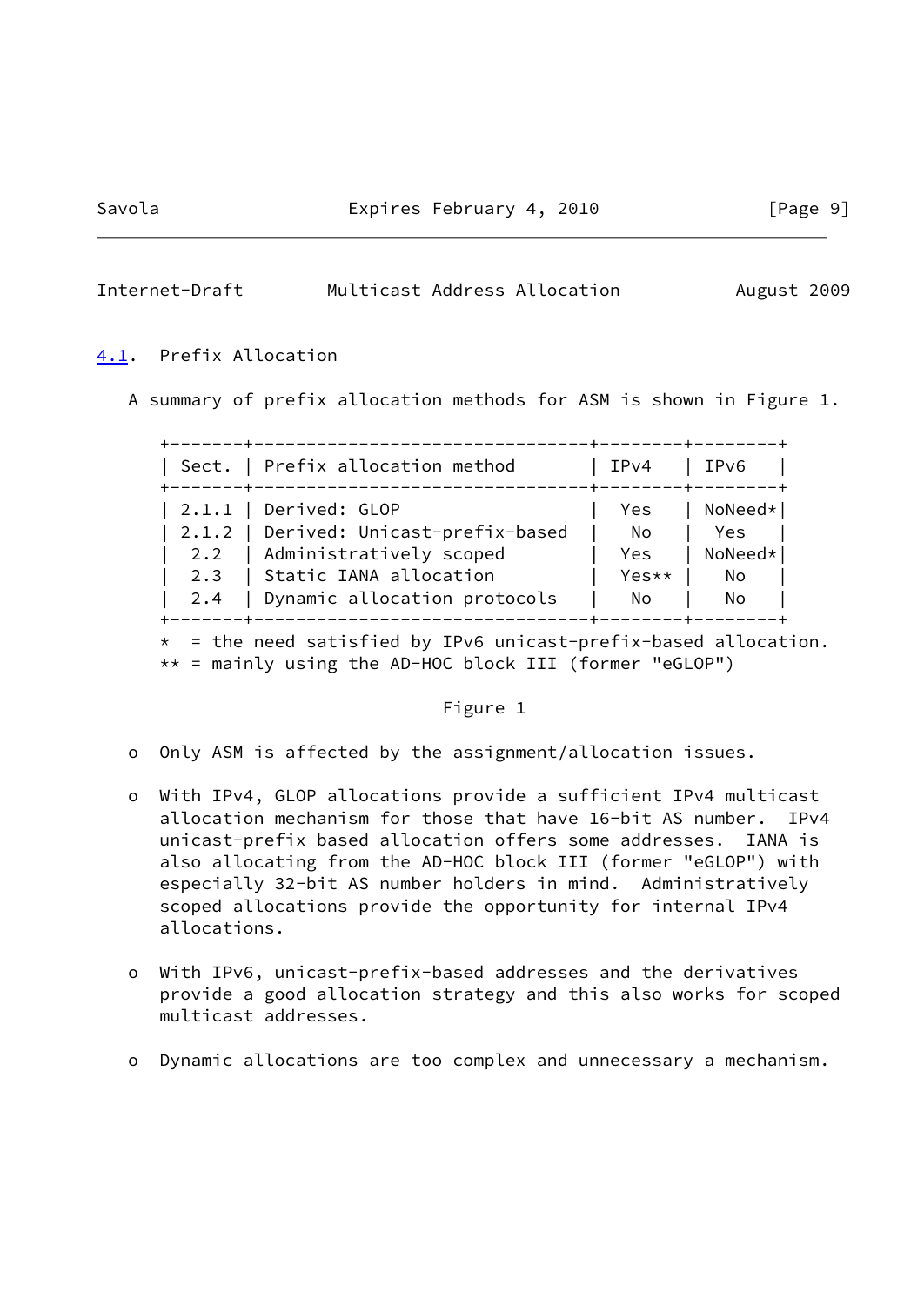### 4.1. Prefix Allocation

A summary of prefix allocation methods for ASM is shown in Figure 1.

| Sect. | Prefix allocation method | IPv4 | IPv6 |
|---|---|---|---|
| 2.1.1 | Derived: GLOP | Yes | NoNeed* |
| 2.1.2 | Derived: Unicast-prefix-based | No | Yes |
| 2.2 | Administratively scoped | Yes | NoNeed* |
| 2.3 | Static IANA allocation | Yes** | No |
| 2.4 | Dynamic allocation protocols | No | No |

\* = the need satisfied by IPv6 unicast-prefix-based allocation.
** = mainly using the AD-HOC block III (former "eGLOP")

Figure 1

- Only ASM is affected by the assignment/allocation issues.

- With IPv4, GLOP allocations provide a sufficient IPv4 multicast allocation mechanism for those that have 16-bit AS number. IPv4 unicast-prefix based allocation offers some addresses. IANA is also allocating from the AD-HOC block III (former "eGLOP") with especially 32-bit AS number holders in mind. Administratively scoped allocations provide the opportunity for internal IPv4 allocations.

- With IPv6, unicast-prefix-based addresses and the derivatives provide a good allocation strategy and this also works for scoped multicast addresses.

- Dynamic allocations are too complex and unnecessary a mechanism.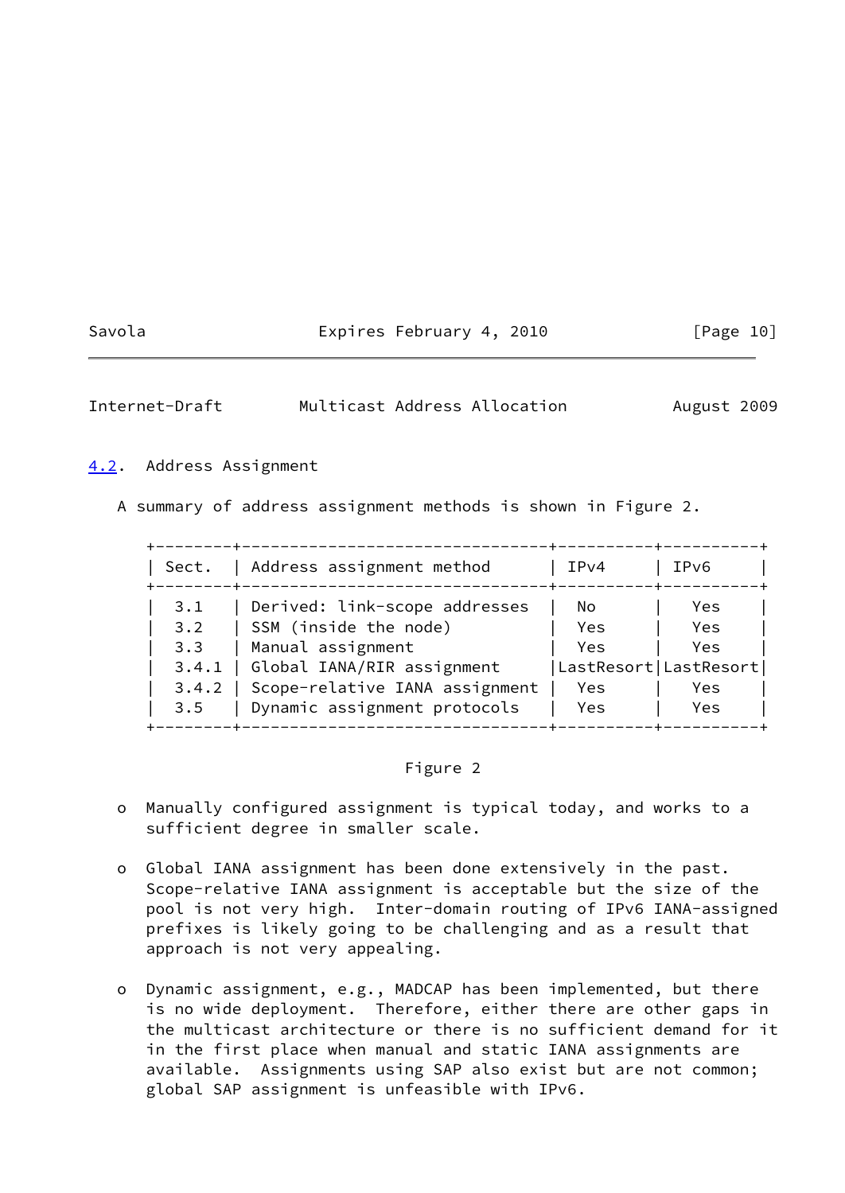## 4.2. Address Assignment

A summary of address assignment methods is shown in Figure 2.

| Sect. | Address assignment method | IPv4 | IPv6 |
|---|---|---|---|
| 3.1 | Derived: link-scope addresses | No | Yes |
| 3.2 | SSM (inside the node) | Yes | Yes |
| 3.3 | Manual assignment | Yes | Yes |
| 3.4.1 | Global IANA/RIR assignment | LastResort | LastResort |
| 3.4.2 | Scope-relative IANA assignment | Yes | Yes |
| 3.5 | Dynamic assignment protocols | Yes | Yes |

Figure 2

- Manually configured assignment is typical today, and works to a sufficient degree in smaller scale.

- Global IANA assignment has been done extensively in the past. Scope-relative IANA assignment is acceptable but the size of the pool is not very high. Inter-domain routing of IPv6 IANA-assigned prefixes is likely going to be challenging and as a result that approach is not very appealing.

- Dynamic assignment, e.g., MADCAP has been implemented, but there is no wide deployment. Therefore, either there are other gaps in the multicast architecture or there is no sufficient demand for it in the first place when manual and static IANA assignments are available. Assignments using SAP also exist but are not common; global SAP assignment is unfeasible with IPv6.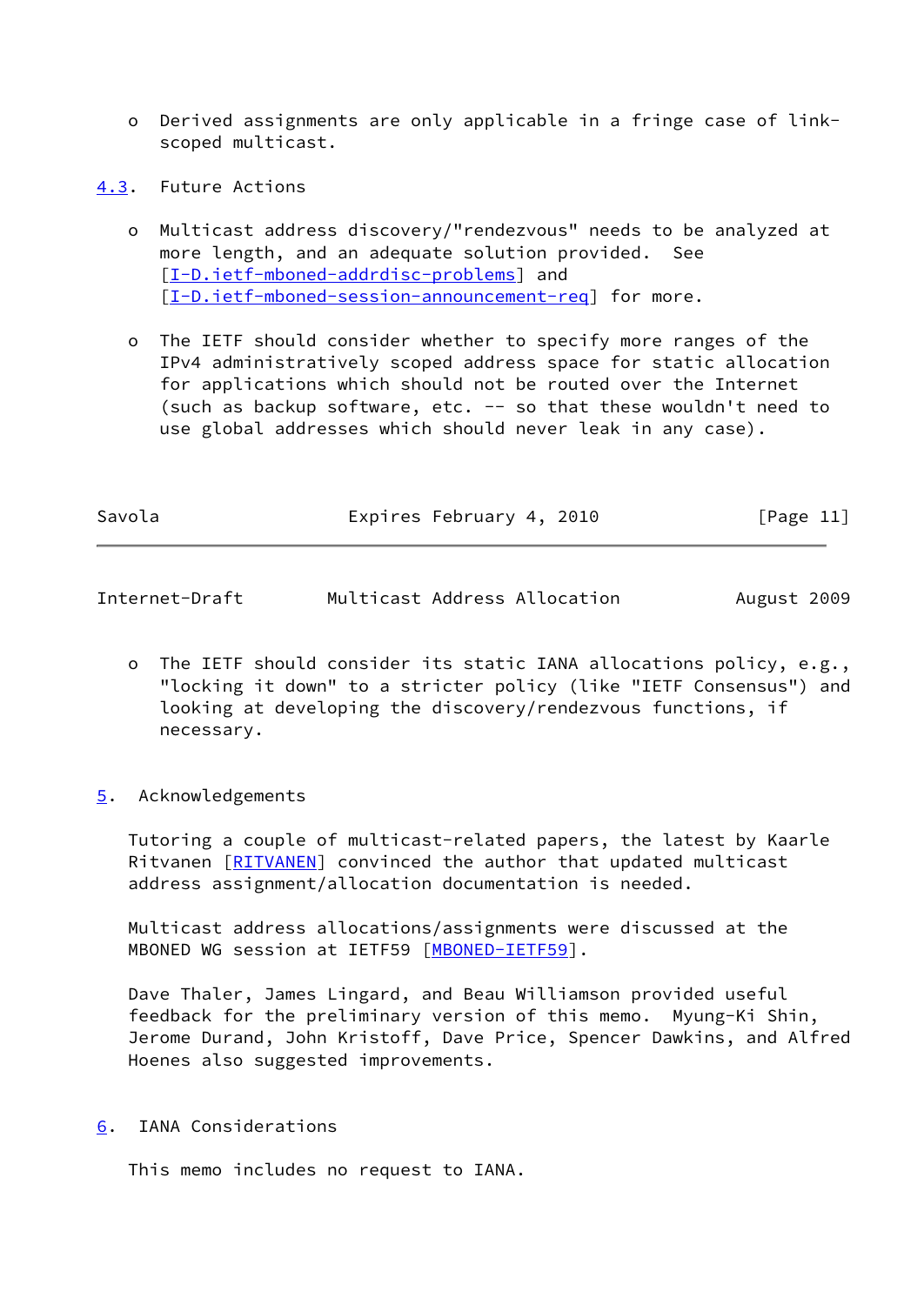- Derived assignments are only applicable in a fringe case of link-scoped multicast.

### 4.3. Future Actions

- Multicast address discovery/"rendezvous" needs to be analyzed at more length, and an adequate solution provided. See [I-D.ietf-mboned-addrdisc-problems] and [I-D.ietf-mboned-session-announcement-req] for more.

- The IETF should consider whether to specify more ranges of the IPv4 administratively scoped address space for static allocation for applications which should not be routed over the Internet (such as backup software, etc. -- so that these wouldn't need to use global addresses which should never leak in any case).

- The IETF should consider its static IANA allocations policy, e.g., "locking it down" to a stricter policy (like "IETF Consensus") and looking at developing the discovery/rendezvous functions, if necessary.

## 5. Acknowledgements

Tutoring a couple of multicast-related papers, the latest by Kaarle Ritvanen [RITVANEN] convinced the author that updated multicast address assignment/allocation documentation is needed.

Multicast address allocations/assignments were discussed at the MBONED WG session at IETF59 [MBONED-IETF59].

Dave Thaler, James Lingard, and Beau Williamson provided useful feedback for the preliminary version of this memo. Myung-Ki Shin, Jerome Durand, John Kristoff, Dave Price, Spencer Dawkins, and Alfred Hoenes also suggested improvements.

## 6. IANA Considerations

This memo includes no request to IANA.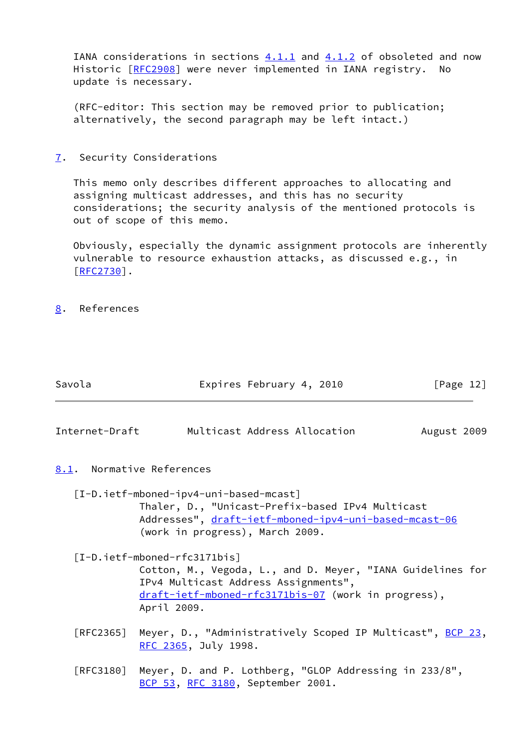IANA considerations in sections 4.1.1 and 4.1.2 of obsoleted and now Historic [RFC2908] were never implemented in IANA registry. No update is necessary.

(RFC-editor: This section may be removed prior to publication; alternatively, the second paragraph may be left intact.)

## 7. Security Considerations

This memo only describes different approaches to allocating and assigning multicast addresses, and this has no security considerations; the security analysis of the mentioned protocols is out of scope of this memo.

Obviously, especially the dynamic assignment protocols are inherently vulnerable to resource exhaustion attacks, as discussed e.g., in [RFC2730].

## 8. References

### 8.1. Normative References

[I-D.ietf-mboned-ipv4-uni-based-mcast]
Thaler, D., "Unicast-Prefix-based IPv4 Multicast Addresses", draft-ietf-mboned-ipv4-uni-based-mcast-06 (work in progress), March 2009.

[I-D.ietf-mboned-rfc3171bis]
Cotton, M., Vegoda, L., and D. Meyer, "IANA Guidelines for IPv4 Multicast Address Assignments", draft-ietf-mboned-rfc3171bis-07 (work in progress), April 2009.

[RFC2365] Meyer, D., "Administratively Scoped IP Multicast", BCP 23, RFC 2365, July 1998.

[RFC3180] Meyer, D. and P. Lothberg, "GLOP Addressing in 233/8", BCP 53, RFC 3180, September 2001.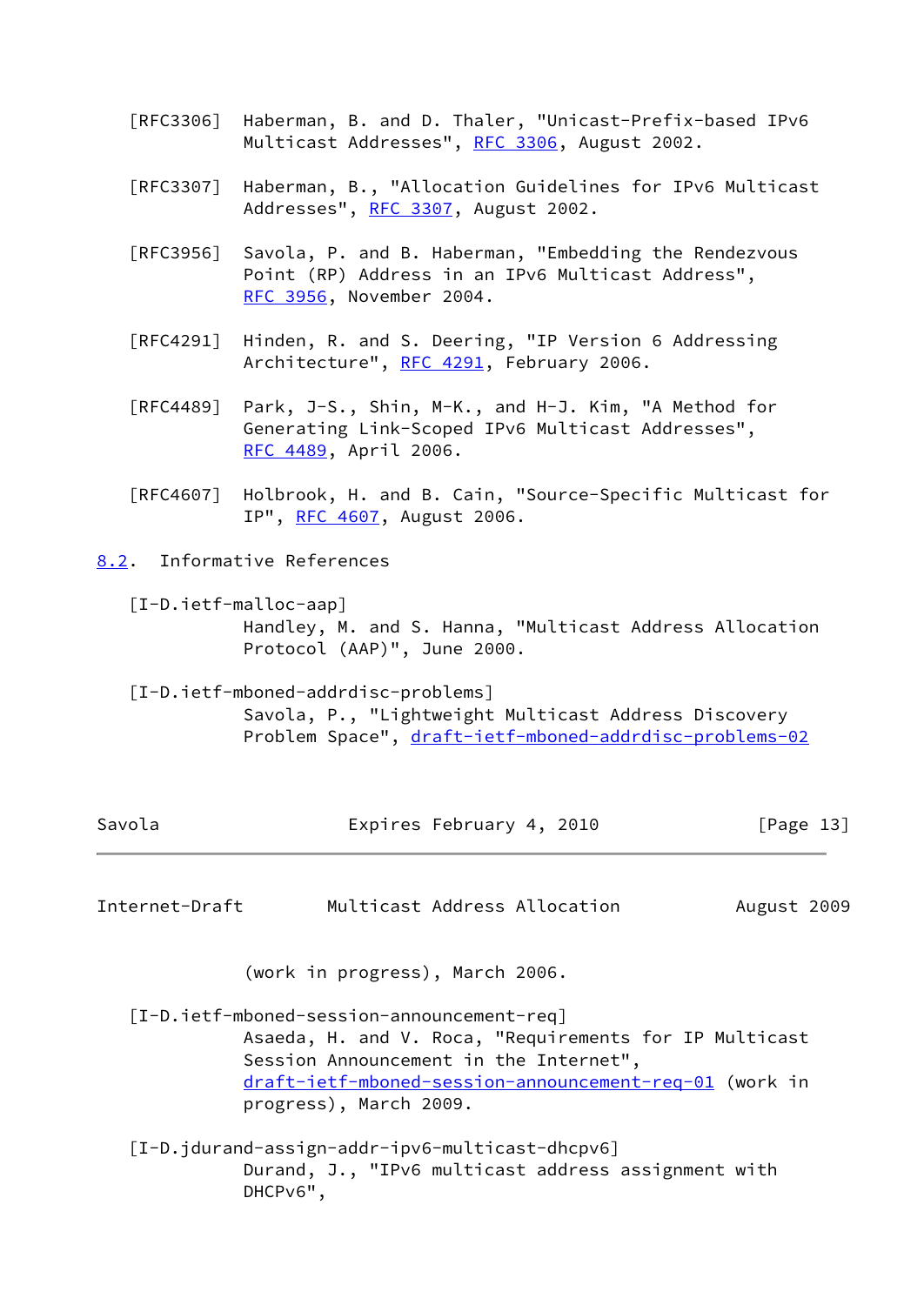[RFC3306] Haberman, B. and D. Thaler, "Unicast-Prefix-based IPv6 Multicast Addresses", RFC 3306, August 2002.

[RFC3307] Haberman, B., "Allocation Guidelines for IPv6 Multicast Addresses", RFC 3307, August 2002.

[RFC3956] Savola, P. and B. Haberman, "Embedding the Rendezvous Point (RP) Address in an IPv6 Multicast Address", RFC 3956, November 2004.

[RFC4291] Hinden, R. and S. Deering, "IP Version 6 Addressing Architecture", RFC 4291, February 2006.

[RFC4489] Park, J-S., Shin, M-K., and H-J. Kim, "A Method for Generating Link-Scoped IPv6 Multicast Addresses", RFC 4489, April 2006.

[RFC4607] Holbrook, H. and B. Cain, "Source-Specific Multicast for IP", RFC 4607, August 2006.

## 8.2. Informative References

[I-D.ietf-malloc-aap] Handley, M. and S. Hanna, "Multicast Address Allocation Protocol (AAP)", June 2000.

[I-D.ietf-mboned-addrdisc-problems] Savola, P., "Lightweight Multicast Address Discovery Problem Space", draft-ietf-mboned-addrdisc-problems-02 (work in progress), March 2006.

[I-D.ietf-mboned-session-announcement-req] Asaeda, H. and V. Roca, "Requirements for IP Multicast Session Announcement in the Internet", draft-ietf-mboned-session-announcement-req-01 (work in progress), March 2009.

[I-D.jdurand-assign-addr-ipv6-multicast-dhcpv6] Durand, J., "IPv6 multicast address assignment with DHCPv6",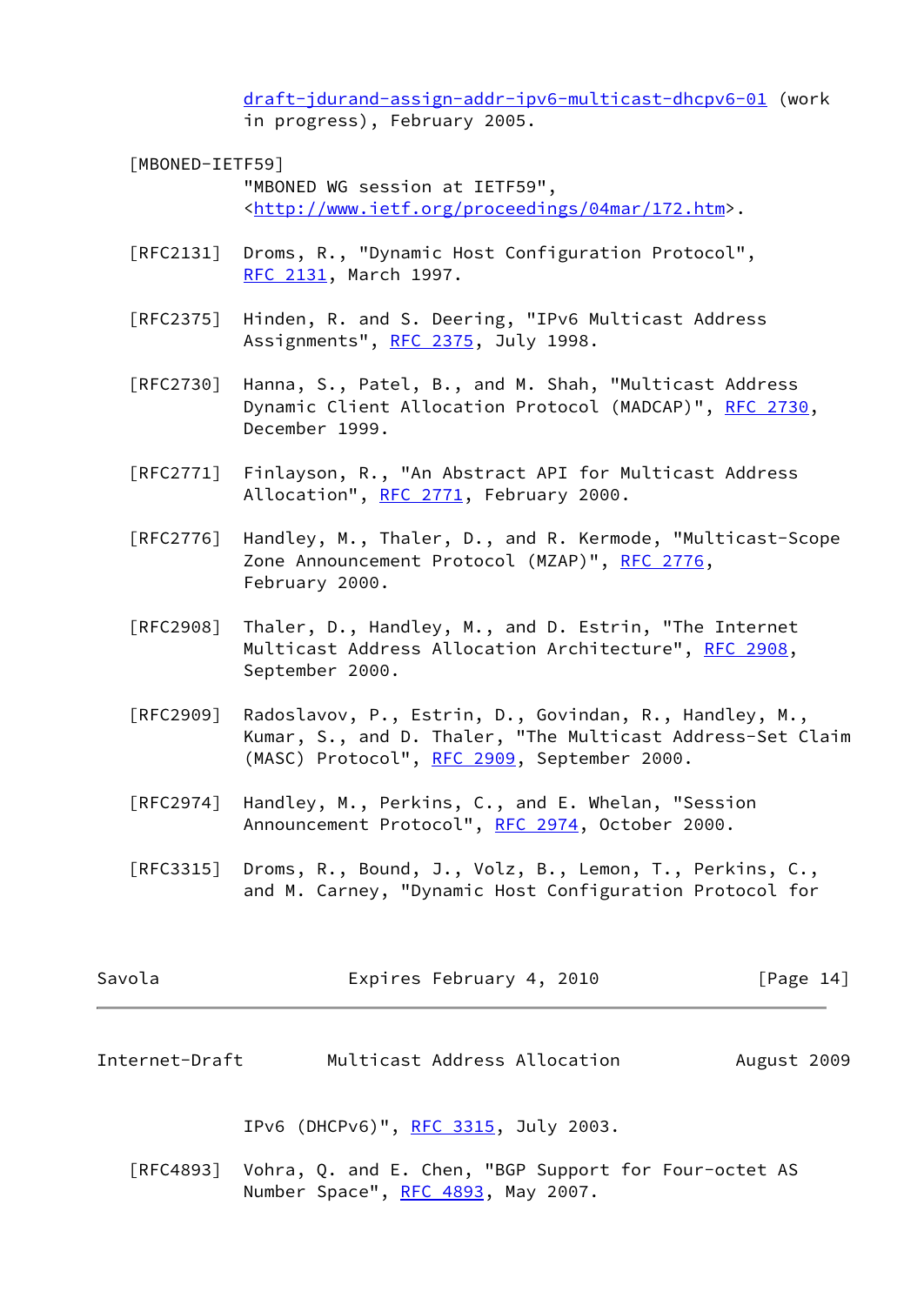draft-jdurand-assign-addr-ipv6-multicast-dhcpv6-01 (work in progress), February 2005.

[MBONED-IETF59]
"MBONED WG session at IETF59", <http://www.ietf.org/proceedings/04mar/172.htm>.

[RFC2131] Droms, R., "Dynamic Host Configuration Protocol", RFC 2131, March 1997.

[RFC2375] Hinden, R. and S. Deering, "IPv6 Multicast Address Assignments", RFC 2375, July 1998.

[RFC2730] Hanna, S., Patel, B., and M. Shah, "Multicast Address Dynamic Client Allocation Protocol (MADCAP)", RFC 2730, December 1999.

[RFC2771] Finlayson, R., "An Abstract API for Multicast Address Allocation", RFC 2771, February 2000.

[RFC2776] Handley, M., Thaler, D., and R. Kermode, "Multicast-Scope Zone Announcement Protocol (MZAP)", RFC 2776, February 2000.

[RFC2908] Thaler, D., Handley, M., and D. Estrin, "The Internet Multicast Address Allocation Architecture", RFC 2908, September 2000.

[RFC2909] Radoslavov, P., Estrin, D., Govindan, R., Handley, M., Kumar, S., and D. Thaler, "The Multicast Address-Set Claim (MASC) Protocol", RFC 2909, September 2000.

[RFC2974] Handley, M., Perkins, C., and E. Whelan, "Session Announcement Protocol", RFC 2974, October 2000.

[RFC3315] Droms, R., Bound, J., Volz, B., Lemon, T., Perkins, C., and M. Carney, "Dynamic Host Configuration Protocol for IPv6 (DHCPv6)", RFC 3315, July 2003.

[RFC4893] Vohra, Q. and E. Chen, "BGP Support for Four-octet AS Number Space", RFC 4893, May 2007.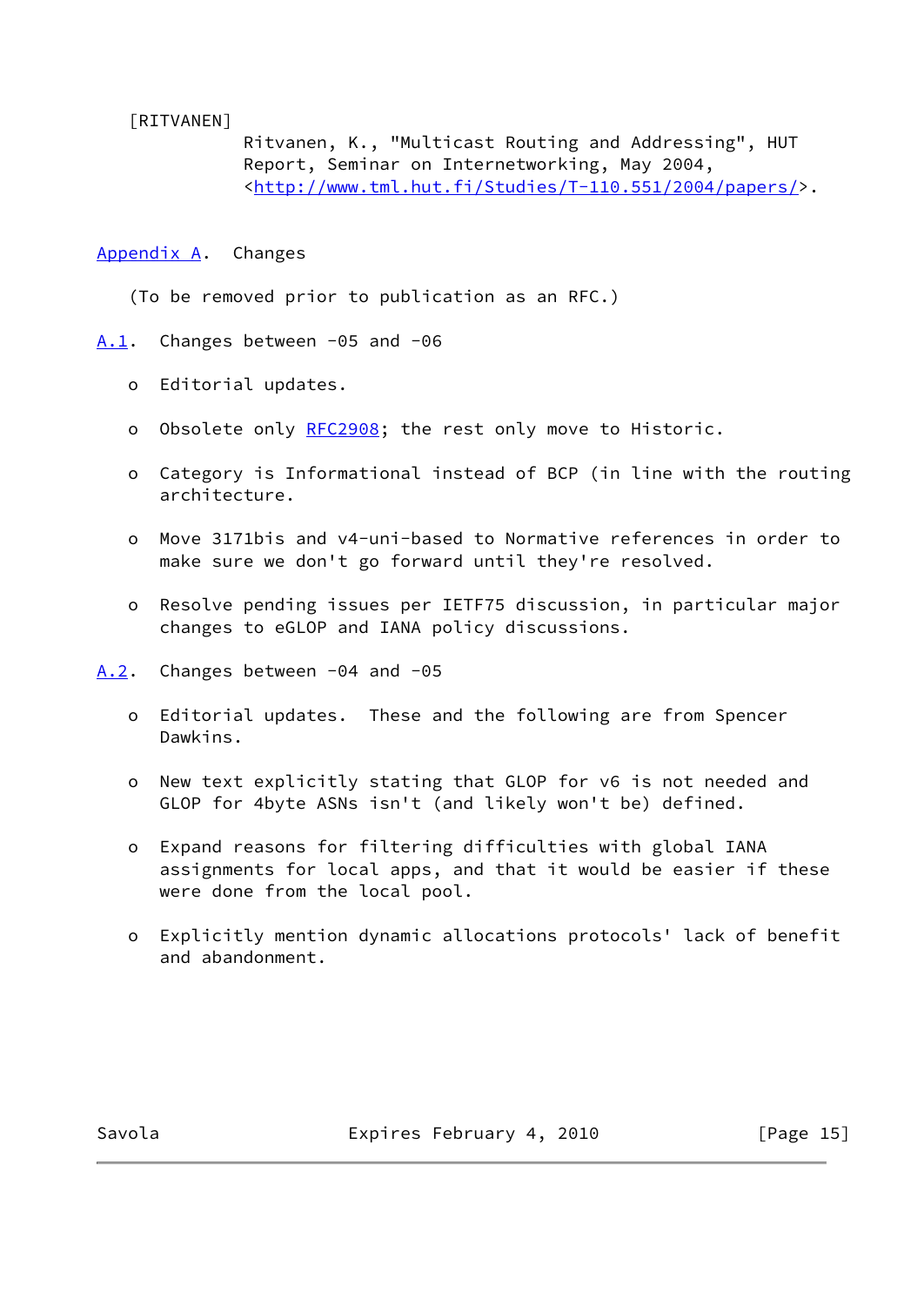[RITVANEN]
Ritvanen, K., "Multicast Routing and Addressing", HUT Report, Seminar on Internetworking, May 2004, <http://www.tml.hut.fi/Studies/T-110.551/2004/papers/>.

## Appendix A. Changes

(To be removed prior to publication as an RFC.)

### A.1. Changes between -05 and -06

- Editorial updates.
- Obsolete only RFC2908; the rest only move to Historic.
- Category is Informational instead of BCP (in line with the routing architecture.
- Move 3171bis and v4-uni-based to Normative references in order to make sure we don't go forward until they're resolved.
- Resolve pending issues per IETF75 discussion, in particular major changes to eGLOP and IANA policy discussions.

### A.2. Changes between -04 and -05

- Editorial updates. These and the following are from Spencer Dawkins.
- New text explicitly stating that GLOP for v6 is not needed and GLOP for 4byte ASNs isn't (and likely won't be) defined.
- Expand reasons for filtering difficulties with global IANA assignments for local apps, and that it would be easier if these were done from the local pool.
- Explicitly mention dynamic allocations protocols' lack of benefit and abandonment.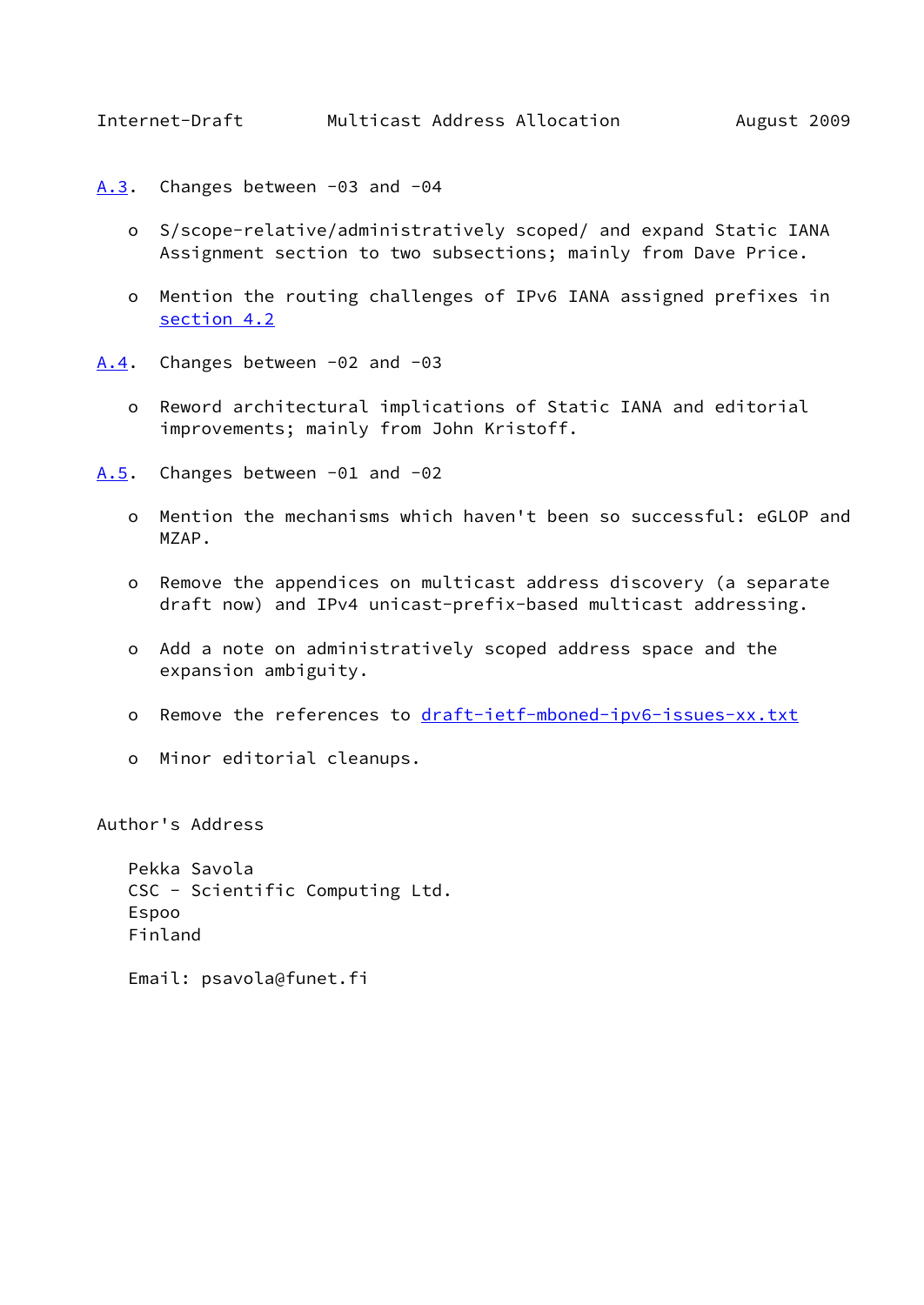### A.3. Changes between -03 and -04

- S/scope-relative/administratively scoped/ and expand Static IANA Assignment section to two subsections; mainly from Dave Price.

- Mention the routing challenges of IPv6 IANA assigned prefixes in section 4.2

### A.4. Changes between -02 and -03

- Reword architectural implications of Static IANA and editorial improvements; mainly from John Kristoff.

### A.5. Changes between -01 and -02

- Mention the mechanisms which haven't been so successful: eGLOP and MZAP.

- Remove the appendices on multicast address discovery (a separate draft now) and IPv4 unicast-prefix-based multicast addressing.

- Add a note on administratively scoped address space and the expansion ambiguity.

- Remove the references to draft-ietf-mboned-ipv6-issues-xx.txt

- Minor editorial cleanups.

## Author's Address

Pekka Savola
CSC - Scientific Computing Ltd.
Espoo
Finland

Email: psavola@funet.fi